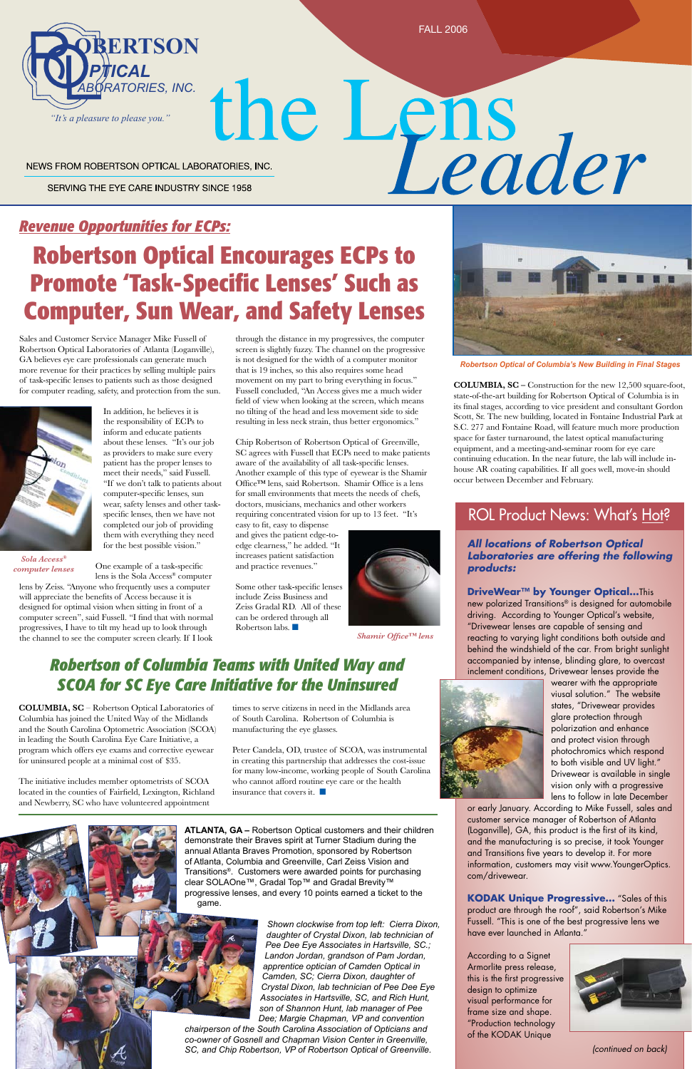# the Lens *Leader*

FALL 2006

ROBERTSON OPTICAL LABORATORIES, INC.

*"It's a pleasure to please you."*

NEWS FROM ROBERTSON OPTICAL LABORATORIES, INC.

SERVING THE EYE CARE INDUSTRY SINCE 1958

## *Revenue Opportunities for ECPs:*

# Robertson Optical Encourages ECPs to Promote 'Task-Specific Lenses' Such as Computer, Sun Wear, and Safety Lenses

Sales and Customer Service Manager Mike Fussell of Robertson Optical Laboratories of Atlanta (Loganville), GA believes eye care professionals can generate much more revenue for their practices by selling multiple pairs of task-specific lenses to patients such as those designed for computer reading, safety, and protection from the sun.

In addition, he believes it is the responsibility of ECPs to inform and educate patients about these lenses. "It's our job as providers to make sure every patient has the proper lenses to meet their needs," said Fussell. "If we don't talk to patients about computer-specific lenses, sun wear, safety lenses and other task-specific lenses, then we have not completed our job of providing them with everything they need for the best possible vision."

*Sola Access® computer lenses*

One example of a task-specific lens is the Sola Access® computer lens by Zeiss. "Anyone who frequently uses a computer will appreciate the benefits of Access because it is designed for optimal vision when working in front of a computer screen", said Fussell. "I find that with normal progressives, I have to tilt my head up to look through the channel to see the computer screen clearly. If I look through the distance in my progressives, the computer screen is slightly fuzzy. The channel on the progressive is not designed for the width of a computer monitor that is 19 inches, so this also requires some head movement on my part to bring everything in focus." Fussell concluded, "An Access gives me a much wider field of view when looking at the screen, which means no tilting of the head and less movement side to side resulting in less neck strain, thus better ergonomics."

Chip Robertson of Robertson Optical of Greenville, SC agrees with Fussell that ECPs need to make patients aware of the availability of all task-specific lenses. Another example of this type of eyewear is the Shamir Office™ lens, said Robertson. Shamir Office is a lens for small environments that meets the needs of chefs, doctors, musicians, mechanics and other workers requiring concentrated vision for up to 13 feet. "It's easy to fit, easy to dispense and gives the patient edge-to-edge clearness," he added. "It increases patient satisfaction and practice revenues."

Some other task-specific lenses include Zeiss Business and Zeiss Gradal RD. All of these can be ordered through all Robertson labs. ■

*Shamir Office™ lens*

*Robertson Optical of Columbia's New Building in Final Stages*

**COLUMBIA, SC –** Construction for the new 12,500 square-foot, state-of-the-art building for Robertson Optical of Columbia is in its final stages, according to vice president and consultant Gordon Scott, Sr. The new building, located in Fontaine Industrial Park at S.C. 277 and Fontaine Road, will feature much more production space for faster turnaround, the latest optical manufacturing equipment, and a meeting-and-seminar room for eye care continuing education. In the near future, the lab will include in-house AR coating capabilities. If all goes well, move-in should occur between December and February.

## *Robertson of Columbia Teams with United Way and SCOA for SC Eye Care Initiative for the Uninsured*

**COLUMBIA, SC** – Robertson Optical Laboratories of Columbia has joined the United Way of the Midlands and the South Carolina Optometric Association (SCOA) in leading the South Carolina Eye Care Initiative, a program which offers eye exams and corrective eyewear for uninsured people at a minimal cost of $35.

The initiative includes member optometrists of SCOA located in the counties of Fairfield, Lexington, Richland and Newberry, SC who have volunteered appointment times to serve citizens in need in the Midlands area of South Carolina. Robertson of Columbia is manufacturing the eye glasses.

Peter Candela, OD, trustee of SCOA, was instrumental in creating this partnership that addresses the cost-issue for many low-income, working people of South Carolina who cannot afford routine eye care or the health insurance that covers it. ■

**ATLANTA, GA –** Robertson Optical customers and their children demonstrate their Braves spirit at Turner Stadium during the annual Atlanta Braves Promotion, sponsored by Robertson of Atlanta, Columbia and Greenville, Carl Zeiss Vision and Transitions®. Customers were awarded points for purchasing clear SOLAOne™, Gradal Top™ and Gradal Brevity™ progressive lenses, and every 10 points earned a ticket to the game.

*Shown clockwise from top left: Cierra Dixon, daughter of Crystal Dixon, lab technician of Pee Dee Eye Associates in Hartsville, SC.; Landon Jordan, grandson of Pam Jordan, apprentice optician of Camden Optical in Camden, SC; Cierra Dixon, daughter of Crystal Dixon, lab technician of Pee Dee Eye Associates in Hartsville, SC, and Rich Hunt, son of Shannon Hunt, lab manager of Pee Dee; Margie Chapman, VP and convention chairperson of the South Carolina Association of Opticians and co-owner of Gosnell and Chapman Vision Center in Greenville, SC, and Chip Robertson, VP of Robertson Optical of Greenville.*

## ROL Product News: What's Hot?

***All locations of Robertson Optical Laboratories are offering the following products:***

**DriveWear™ by Younger Optical...** This new polarized Transitions® is designed for automobile driving. According to Younger Optical's website, "Drivewear lenses are capable of sensing and reacting to varying light conditions both outside and behind the windshield of the car. From bright sunlight accompanied by intense, blinding glare, to overcast inclement conditions, Drivewear lenses provide the wearer with the appropriate visual solution." The website states, "Drivewear provides glare protection through polarization and enhance and protect vision through photochromics which respond to both visible and UV light." Drivewear is available in single vision only with a progressive lens to follow in late December or early January. According to Mike Fussell, sales and customer service manager of Robertson of Atlanta (Loganville), GA, this product is the first of its kind, and the manufacturing is so precise, it took Younger and Transitions five years to develop it. For more information, customers may visit www.YoungerOptics.com/drivewear.

**KODAK Unique Progressive...** "Sales of this product are through the roof", said Robertson's Mike Fussell. "This is one of the best progressive lens we have ever launched in Atlanta."

According to a Signet Armorlite press release, this is the first progressive design to optimize visual performance for frame size and shape. "Production technology of the KODAK Unique

*(continued on back)*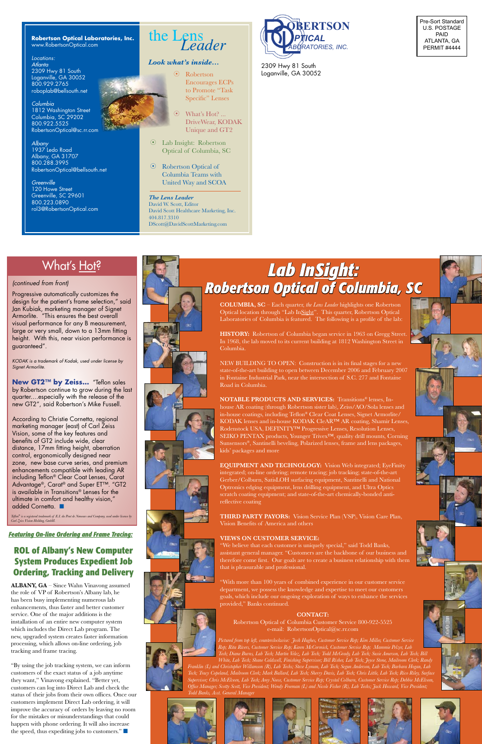**Robertson Optical Laboratories, Inc.**
www.RobertsonOptical.com

*Locations:*

*Atlanta*
2309 Hwy 81 South
Loganville, GA 30052
800.929.2765
roboplab@bellsouth.net

*Columbia*
1812 Washington Street
Columbia, SC 29202
800.922.5525
RobertsonOptical@sc.rr.com

*Albany*
1937 Ledo Road
Albany, GA 31707
800.288.3995
RobertsonOptical@bellsouth.net

*Greenville*
120 Howe Street
Greenville, SC 29601
800.223.0890
rol3@RobertsonOptical.com

# the Lens Leader

***Look what's inside…***

- Robertson Encourages ECPs to Promote "Task Specific" Lenses
- What's Hot? ... DriveWear, KODAK Unique and GT2
- Lab Insight: Robertson Optical of Columbia, SC
- Robertson Optical of Columbia Teams with United Way and SCOA

***The Lens Leader***
David W. Scott, Editor
David Scott Healthcare Marketing, Inc.
404.817.3310
DScott@DavidScottMarketing.com

ROBERTSON OPTICAL LABORATORIES, INC.

2309 Hwy 81 South
Loganville, GA 30052

Pre-Sort Standard
U.S. POSTAGE
PAID
ATLANTA, GA
PERMIT #4444

## What's Hot?

*(continued from front)*

Progressive automatically customizes the design for the patient's frame selection," said Jan Kubiak, marketing manager of Signet Armorlite. "This ensures the best overall visual performance for any B measurement, large or very small, down to a 13mm fitting height. With this, near vision performance is guaranteed".

*KODAK is a trademark of Kodak, used under license by Signet Armorlite.*

**New GT2™ by Zeiss…** "Teflon sales by Robertson continue to grow during the last quarter….especially with the release of the new GT2", said Robertson's Mike Fussell.

According to Christie Cornetta, regional marketing manager (east) of Carl Zeiss Vision, some of the key features and benefits of GT2 include wide, clear distance, 17mm fitting height, aberration control, ergonomically designed near zone, new base curve series, and premium enhancements compatible with leading AR including Teflon® Clear Coat Lenses, Carat Advantage®, Carat® and Super ET™. "GT2 is available in Transitions® Lenses for the ultimate in comfort and healthy vision," added Cornetta. ■

*Teflon® is a registered trademark of E.I. du Pont de Nemours and Company, used under license by Carl Zeiss Vision Holding, GmbH.*

***Featuring On-line Ordering and Frame Tracing:***

## ROL of Albany's New Computer System Produces Expedient Job Ordering, Tracking and Delivery

**ALBANY, GA** – Since Wahn Vinavong assumed the role of VP of Robertson's Albany lab, he has been busy implementing numerous lab enhancements, thus faster and better customer service. One of the major additions is the installation of an entire new computer system which includes the Direct Lab program. The new, upgraded system creates faster information processing, which allows on-line ordering, job tracking and frame tracing.

"By using the job tracking system, we can inform customers of the exact status of a job anytime they want," Vinavong explained. "Better yet, customers can log into Direct Lab and check the status of their jobs from their own offices. Once our customers implement Direct Lab ordering, it will improve the accuracy of orders by leaving no room for the mistakes or misunderstandings that could happen with phone ordering. It will also increase the speed, thus expediting jobs to customers." ■

## *Lab InSight:* Robertson Optical of Columbia, SC

**COLUMBIA, SC** – Each quarter, *the Lens Leader* highlights one Robertson Optical location through "Lab InSight". This quarter, Robertson Optical Laboratories of Columbia is featured. The following is a profile of the lab:

**HISTORY:** Robertson of Columbia began service in 1963 on Gregg Street. In 1968, the lab moved to its current building at 1812 Washington Street in Columbia.

NEW BUILDING TO OPEN: Construction is in its final stages for a new state-of-the-art building to open between December 2006 and February 2007 in Fontaine Industrial Park, near the intersection of S.C. 277 and Fontaine Road in Columbia.

**NOTABLE PRODUCTS AND SERVICES:** Transitions® lenses, In-house AR coating (through Robertson sister lab), Zeiss/AO/Sola lenses and in-house coatings, including Teflon® Clear Coat Lenses, Signet Armorlite/ KODAK lenses and in-house KODAK CleAR™ AR coating, Shamir Lenses, Rodenstock USA, DEFINITY™ Progressive Lenses, Resolution Lenses, SEIKO PENTAX products, Younger Trivex™, quality drill mounts, Corning Sunsensors®, Santinelli beveling, Polarized lenses, frame and lens packages, kids' packages and more

**EQUIPMENT AND TECHNOLOGY:** Vision Web integrated; EyeFinity integrated; on-line ordering; remote tracing; job tracking; state-of-the-art Gerber/Colburn, SatisLOH surfacing equipment, Santinelli and National Optronics edging equipment, lens drilling equipment, and Ultra Optics scratch coating equipment; and state-of-the-art chemically-bonded anti-reflective coating

**THIRD PARTY PAYORS:** Vision Service Plan (VSP), Vision Care Plan, Vision Benefits of America and others

**VIEWS ON CUSTOMER SERVICE:**
"We believe that each customer is uniquely special," said Todd Banks, assistant general manager. "Customers are the backbone of our business and therefore come first. Our goals are to create a business relationship with them that is pleasurable and professional.

"With more than 100 years of combined experience in our customer service department, we possess the knowledge and expertise to meet our customers goals, which include our ongoing exploration of ways to enhance the services provided," Banks continued.

**CONTACT:**
Robertson Optical of Columbia Customer Service 800-922-5525
e-mail: RobertsonOptical@sc.rr.com

*Pictured from top left, counterclockwise: Josh Hughes, Customer Service Rep; Kim Miller, Customer Service Rep; Rita Rivers, Customer Service Rep; Karen McCormick, Customer Service Rep; Mammie Pelzer, Lab Tech; Diane Burns, Lab Tech; Martin Velez, Lab Tech; Todd McGrady, Lab Tech; Susie Amerson, Lab Tech; Bill White, Lab Tech; Shane Caldwell, Finishing Supervisor; Bill Risher, Lab Tech; Joyce Stone, Mailroom Clerk; Randy Franklin (L) and Christopher Williamson (R), Lab Techs; Steve Lyman, Lab Tech; Segun Anderson, Lab Tech; Barbara Hogan, Lab Tech; Tracy Copeland, Mailroom Clerk; Mark Ballard, Lab Tech; Sherry Davis, Lab Tech; Chris Little, Lab Tech; Rico Riley, Surface Supervisor; Chris McElveen, Lab Tech; Amy Neese, Customer Service Rep; Crystal Colburn, Customer Service Rep; Debbie McElveen, Office Manager; Scotty Scott, Vice President; Wendy Freeman (L) and Nicole Fisher (R), Lab Techs; Jack Howard, Vice President; Todd Banks, Asst. General Manager*